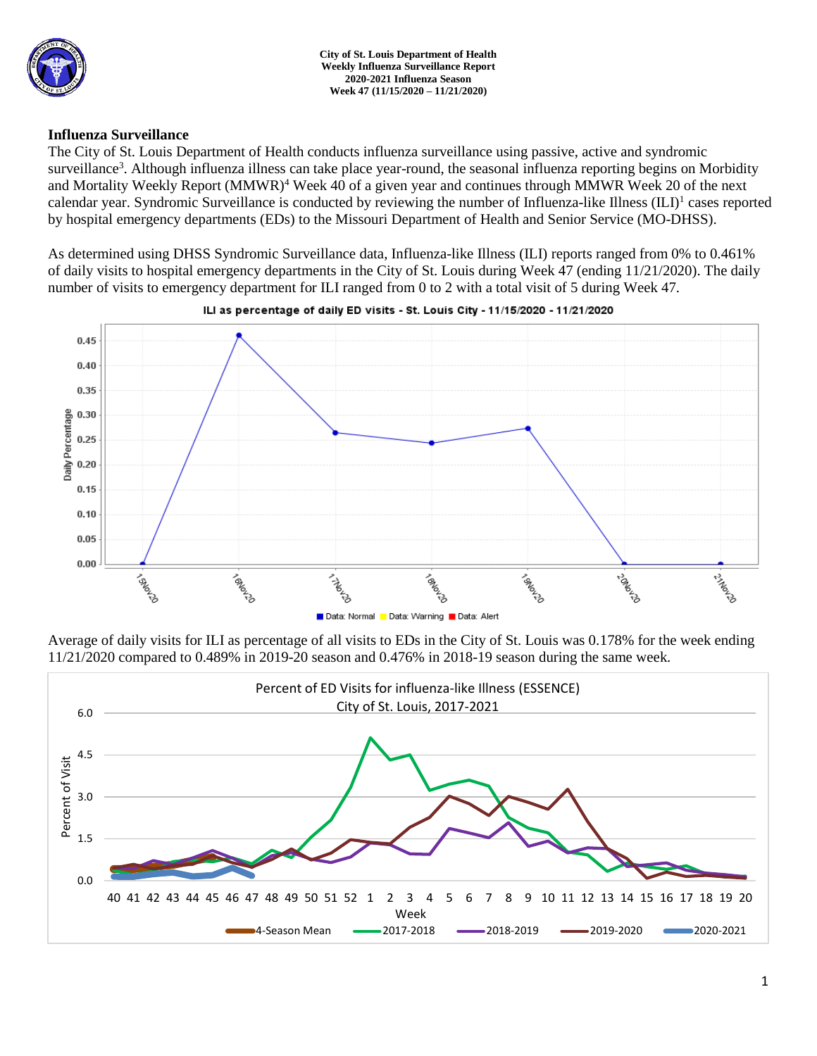City of St. Louis Department of Health
Weekly Influenza Surveillance Report
2020-2021 Influenza Season
Week 47 (11/15/2020 – 11/21/2020)

## Influenza Surveillance

The City of St. Louis Department of Health conducts influenza surveillance using passive, active and syndromic surveillance[3]. Although influenza illness can take place year-round, the seasonal influenza reporting begins on Morbidity and Mortality Weekly Report (MMWR)[4] Week 40 of a given year and continues through MMWR Week 20 of the next calendar year. Syndromic Surveillance is conducted by reviewing the number of Influenza-like Illness (ILI)[1] cases reported by hospital emergency departments (EDs) to the Missouri Department of Health and Senior Service (MO-DHSS).

As determined using DHSS Syndromic Surveillance data, Influenza-like Illness (ILI) reports ranged from 0% to 0.461% of daily visits to hospital emergency departments in the City of St. Louis during Week 47 (ending 11/21/2020). The daily number of visits to emergency department for ILI ranged from 0 to 2 with a total visit of 5 during Week 47.

ILI as percentage of daily ED visits - St. Louis City - 11/15/2020 - 11/21/2020

Average of daily visits for ILI as percentage of all visits to EDs in the City of St. Louis was 0.178% for the week ending 11/21/2020 compared to 0.489% in 2019-20 season and 0.476% in 2018-19 season during the same week.

Percent of ED Visits for influenza-like Illness (ESSENCE)
City of St. Louis, 2017-2021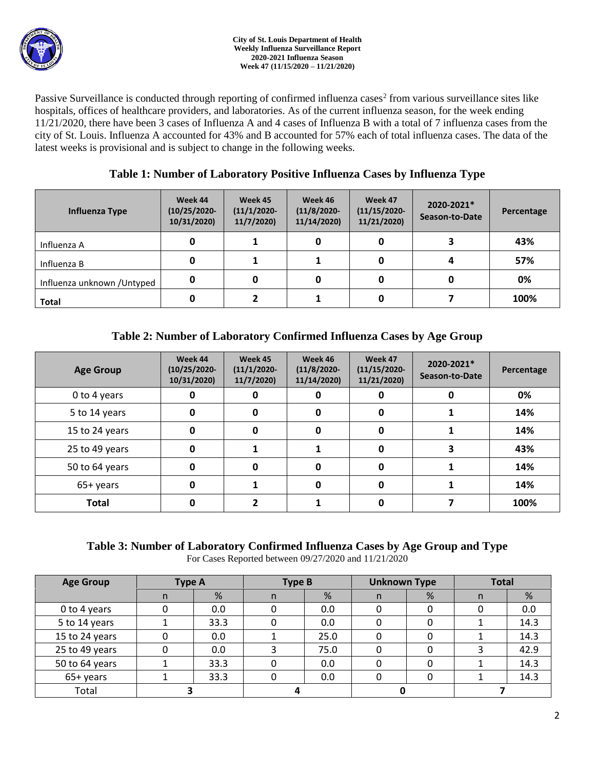Passive Surveillance is conducted through reporting of confirmed influenza cases[2] from various surveillance sites like hospitals, offices of healthcare providers, and laboratories. As of the current influenza season, for the week ending 11/21/2020, there have been 3 cases of Influenza A and 4 cases of Influenza B with a total of 7 influenza cases from the city of St. Louis. Influenza A accounted for 43% and B accounted for 57% each of total influenza cases. The data of the latest weeks is provisional and is subject to change in the following weeks.

### Table 1: Number of Laboratory Positive Influenza Cases by Influenza Type

| Influenza Type | Week 44 (10/25/2020-10/31/2020) | Week 45 (11/1/2020-11/7/2020) | Week 46 (11/8/2020-11/14/2020) | Week 47 (11/15/2020-11/21/2020) | 2020-2021* Season-to-Date | Percentage |
|---|---|---|---|---|---|---|
| Influenza A | **0** | **1** | **0** | **0** | **3** | **43%** |
| Influenza B | **0** | **1** | **1** | **0** | **4** | **57%** |
| Influenza unknown /Untyped | **0** | **0** | **0** | **0** | **0** | **0%** |
| **Total** | **0** | **2** | **1** | **0** | **7** | **100%** |

### Table 2: Number of Laboratory Confirmed Influenza Cases by Age Group

| Age Group | Week 44 (10/25/2020-10/31/2020) | Week 45 (11/1/2020-11/7/2020) | Week 46 (11/8/2020-11/14/2020) | Week 47 (11/15/2020-11/21/2020) | 2020-2021* Season-to-Date | Percentage |
|---|---|---|---|---|---|---|
| 0 to 4 years | **0** | **0** | **0** | **0** | **0** | **0%** |
| 5 to 14 years | **0** | **0** | **0** | **0** | **1** | **14%** |
| 15 to 24 years | **0** | **0** | **0** | **0** | **1** | **14%** |
| 25 to 49 years | **0** | **1** | **1** | **0** | **3** | **43%** |
| 50 to 64 years | **0** | **0** | **0** | **0** | **1** | **14%** |
| 65+ years | **0** | **1** | **0** | **0** | **1** | **14%** |
| **Total** | **0** | **2** | **1** | **0** | **7** | **100%** |

### Table 3: Number of Laboratory Confirmed Influenza Cases by Age Group and Type

For Cases Reported between 09/27/2020 and 11/21/2020

| Age Group | Type A | | Type B | | Unknown Type | | Total | |
|---|---|---|---|---|---|---|---|---|
| | n | % | n | % | n | % | n | % |
| 0 to 4 years | 0 | 0.0 | 0 | 0.0 | 0 | 0 | 0 | 0.0 |
| 5 to 14 years | 1 | 33.3 | 0 | 0.0 | 0 | 0 | 1 | 14.3 |
| 15 to 24 years | 0 | 0.0 | 1 | 25.0 | 0 | 0 | 1 | 14.3 |
| 25 to 49 years | 0 | 0.0 | 3 | 75.0 | 0 | 0 | 3 | 42.9 |
| 50 to 64 years | 1 | 33.3 | 0 | 0.0 | 0 | 0 | 1 | 14.3 |
| 65+ years | 1 | 33.3 | 0 | 0.0 | 0 | 0 | 1 | 14.3 |
| Total | **3** | | **4** | | **0** | | **7** | |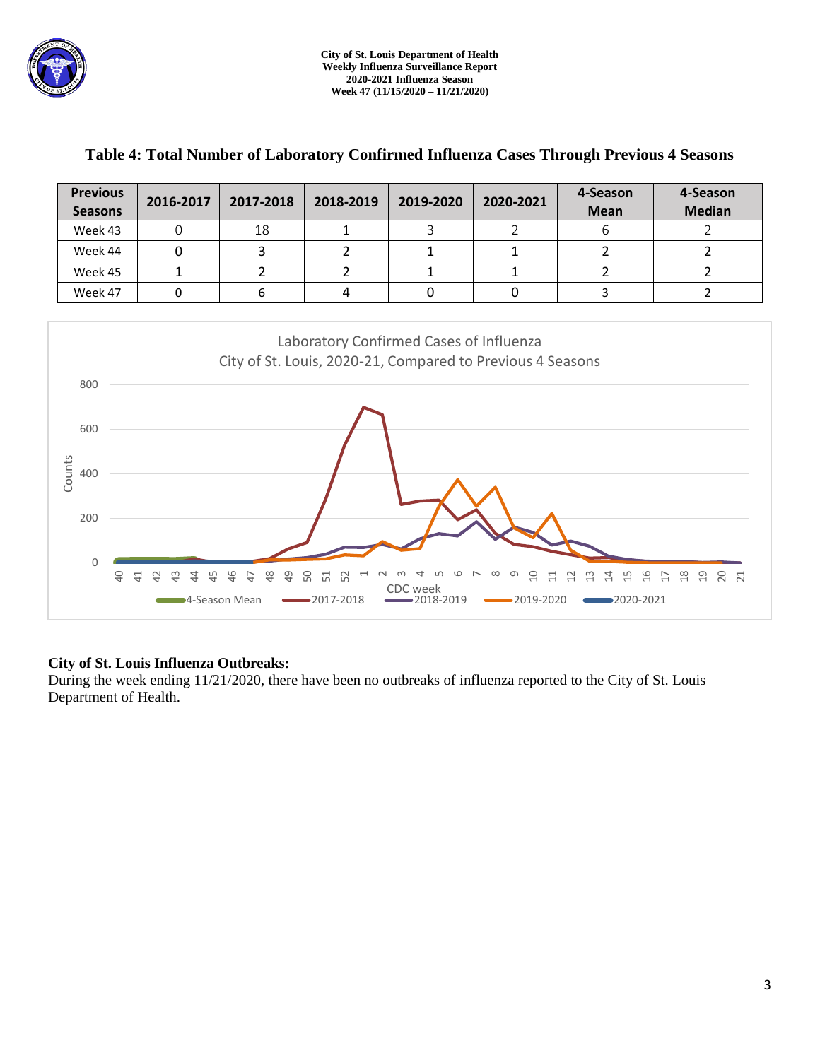## Table 4: Total Number of Laboratory Confirmed Influenza Cases Through Previous 4 Seasons

| Previous Seasons | 2016-2017 | 2017-2018 | 2018-2019 | 2019-2020 | 2020-2021 | 4-Season Mean | 4-Season Median |
|---|---|---|---|---|---|---|---|
| Week 43 | 0 | 18 | 1 | 3 | 2 | 6 | 2 |
| Week 44 | 0 | 3 | 2 | 1 | 1 | 2 | 2 |
| Week 45 | 1 | 2 | 2 | 1 | 1 | 2 | 2 |
| Week 47 | 0 | 6 | 4 | 0 | 0 | 3 | 2 |

Laboratory Confirmed Cases of Influenza
City of St. Louis, 2020-21, Compared to Previous 4 Seasons

**City of St. Louis Influenza Outbreaks:**
During the week ending 11/21/2020, there have been no outbreaks of influenza reported to the City of St. Louis Department of Health.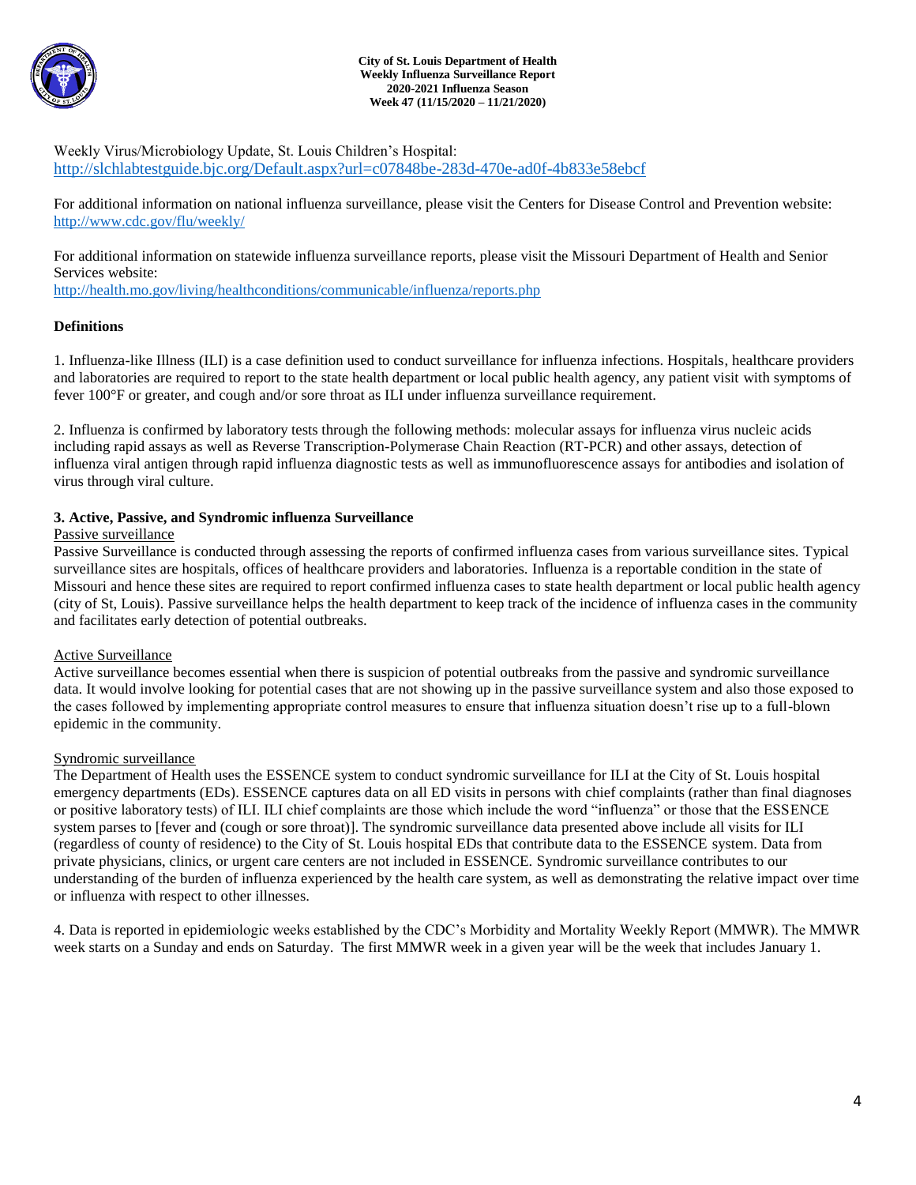Weekly Virus/Microbiology Update, St. Louis Children's Hospital:
http://slchlabtestguide.bjc.org/Default.aspx?url=c07848be-283d-470e-ad0f-4b833e58ebcf

For additional information on national influenza surveillance, please visit the Centers for Disease Control and Prevention website:
http://www.cdc.gov/flu/weekly/

For additional information on statewide influenza surveillance reports, please visit the Missouri Department of Health and Senior Services website:
http://health.mo.gov/living/healthconditions/communicable/influenza/reports.php

**Definitions**

1. Influenza-like Illness (ILI) is a case definition used to conduct surveillance for influenza infections. Hospitals, healthcare providers and laboratories are required to report to the state health department or local public health agency, any patient visit with symptoms of fever 100°F or greater, and cough and/or sore throat as ILI under influenza surveillance requirement.

2. Influenza is confirmed by laboratory tests through the following methods: molecular assays for influenza virus nucleic acids including rapid assays as well as Reverse Transcription-Polymerase Chain Reaction (RT-PCR) and other assays, detection of influenza viral antigen through rapid influenza diagnostic tests as well as immunofluorescence assays for antibodies and isolation of virus through viral culture.

**3. Active, Passive, and Syndromic influenza Surveillance**

Passive surveillance

Passive Surveillance is conducted through assessing the reports of confirmed influenza cases from various surveillance sites. Typical surveillance sites are hospitals, offices of healthcare providers and laboratories. Influenza is a reportable condition in the state of Missouri and hence these sites are required to report confirmed influenza cases to state health department or local public health agency (city of St, Louis). Passive surveillance helps the health department to keep track of the incidence of influenza cases in the community and facilitates early detection of potential outbreaks.

Active Surveillance

Active surveillance becomes essential when there is suspicion of potential outbreaks from the passive and syndromic surveillance data. It would involve looking for potential cases that are not showing up in the passive surveillance system and also those exposed to the cases followed by implementing appropriate control measures to ensure that influenza situation doesn't rise up to a full-blown epidemic in the community.

Syndromic surveillance

The Department of Health uses the ESSENCE system to conduct syndromic surveillance for ILI at the City of St. Louis hospital emergency departments (EDs). ESSENCE captures data on all ED visits in persons with chief complaints (rather than final diagnoses or positive laboratory tests) of ILI. ILI chief complaints are those which include the word "influenza" or those that the ESSENCE system parses to [fever and (cough or sore throat)]. The syndromic surveillance data presented above include all visits for ILI (regardless of county of residence) to the City of St. Louis hospital EDs that contribute data to the ESSENCE system. Data from private physicians, clinics, or urgent care centers are not included in ESSENCE. Syndromic surveillance contributes to our understanding of the burden of influenza experienced by the health care system, as well as demonstrating the relative impact over time or influenza with respect to other illnesses.

4. Data is reported in epidemiologic weeks established by the CDC's Morbidity and Mortality Weekly Report (MMWR). The MMWR week starts on a Sunday and ends on Saturday. The first MMWR week in a given year will be the week that includes January 1.